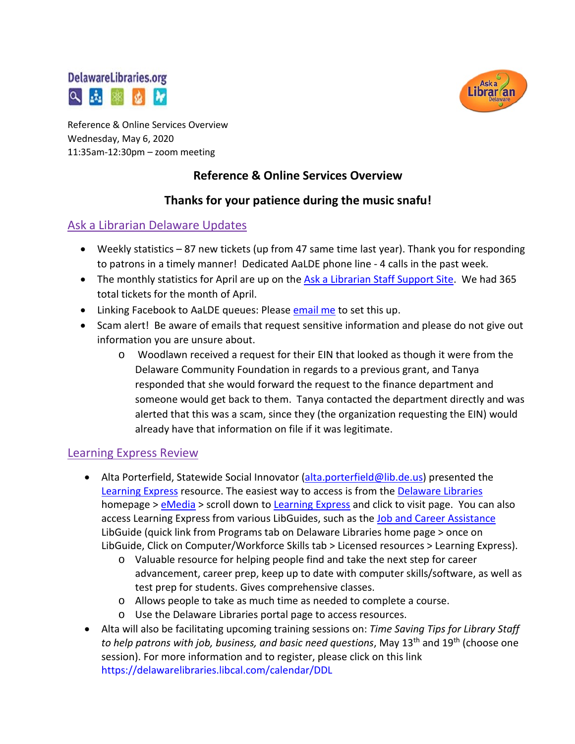Reference & Online Services Overview
Wednesday, May 6, 2020
11:35am-12:30pm – zoom meeting

# Reference & Online Services Overview

## Thanks for your patience during the music snafu!

## Ask a Librarian Delaware Updates

- Weekly statistics – 87 new tickets (up from 47 same time last year). Thank you for responding to patrons in a timely manner! Dedicated AaLDE phone line - 4 calls in the past week.
- The monthly statistics for April are up on the Ask a Librarian Staff Support Site. We had 365 total tickets for the month of April.
- Linking Facebook to AaLDE queues: Please email me to set this up.
- Scam alert! Be aware of emails that request sensitive information and please do not give out information you are unsure about.
  - Woodlawn received a request for their EIN that looked as though it were from the Delaware Community Foundation in regards to a previous grant, and Tanya responded that she would forward the request to the finance department and someone would get back to them. Tanya contacted the department directly and was alerted that this was a scam, since they (the organization requesting the EIN) would already have that information on file if it was legitimate.

## Learning Express Review

- Alta Porterfield, Statewide Social Innovator (alta.porterfield@lib.de.us) presented the Learning Express resource. The easiest way to access is from the Delaware Libraries homepage > eMedia > scroll down to Learning Express and click to visit page. You can also access Learning Express from various LibGuides, such as the Job and Career Assistance LibGuide (quick link from Programs tab on Delaware Libraries home page > once on LibGuide, Click on Computer/Workforce Skills tab > Licensed resources > Learning Express).
  - Valuable resource for helping people find and take the next step for career advancement, career prep, keep up to date with computer skills/software, as well as test prep for students. Gives comprehensive classes.
  - Allows people to take as much time as needed to complete a course.
  - Use the Delaware Libraries portal page to access resources.
- Alta will also be facilitating upcoming training sessions on: *Time Saving Tips for Library Staff to help patrons with job, business, and basic need questions*, May 13th and 19th (choose one session). For more information and to register, please click on this link https://delawarelibraries.libcal.com/calendar/DDL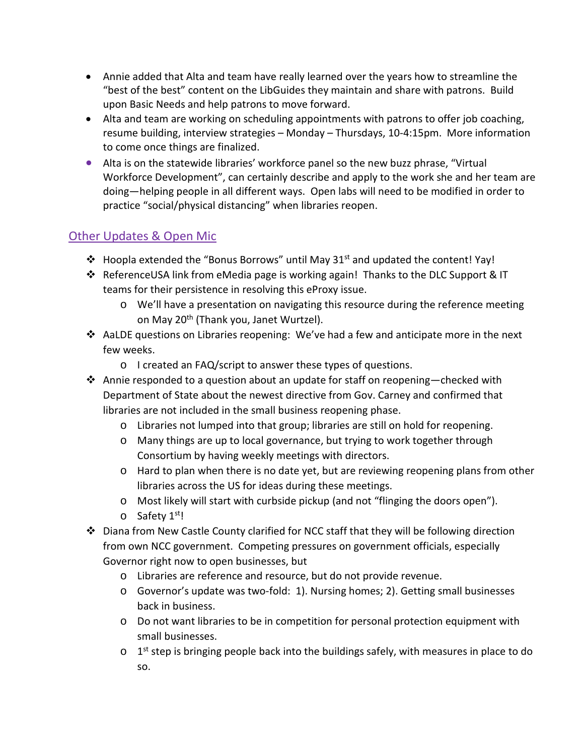- Annie added that Alta and team have really learned over the years how to streamline the "best of the best" content on the LibGuides they maintain and share with patrons. Build upon Basic Needs and help patrons to move forward.
- Alta and team are working on scheduling appointments with patrons to offer job coaching, resume building, interview strategies – Monday – Thursdays, 10-4:15pm. More information to come once things are finalized.
- Alta is on the statewide libraries' workforce panel so the new buzz phrase, "Virtual Workforce Development", can certainly describe and apply to the work she and her team are doing—helping people in all different ways. Open labs will need to be modified in order to practice "social/physical distancing" when libraries reopen.

## Other Updates & Open Mic

- Hoopla extended the "Bonus Borrows" until May 31st and updated the content! Yay!
- ReferenceUSA link from eMedia page is working again! Thanks to the DLC Support & IT teams for their persistence in resolving this eProxy issue.
  - We'll have a presentation on navigating this resource during the reference meeting on May 20th (Thank you, Janet Wurtzel).
- AaLDE questions on Libraries reopening: We've had a few and anticipate more in the next few weeks.
  - I created an FAQ/script to answer these types of questions.
- Annie responded to a question about an update for staff on reopening—checked with Department of State about the newest directive from Gov. Carney and confirmed that libraries are not included in the small business reopening phase.
  - Libraries not lumped into that group; libraries are still on hold for reopening.
  - Many things are up to local governance, but trying to work together through Consortium by having weekly meetings with directors.
  - Hard to plan when there is no date yet, but are reviewing reopening plans from other libraries across the US for ideas during these meetings.
  - Most likely will start with curbside pickup (and not "flinging the doors open").
  - Safety 1st!
- Diana from New Castle County clarified for NCC staff that they will be following direction from own NCC government. Competing pressures on government officials, especially Governor right now to open businesses, but
  - Libraries are reference and resource, but do not provide revenue.
  - Governor's update was two-fold: 1). Nursing homes; 2). Getting small businesses back in business.
  - Do not want libraries to be in competition for personal protection equipment with small businesses.
  - 1st step is bringing people back into the buildings safely, with measures in place to do so.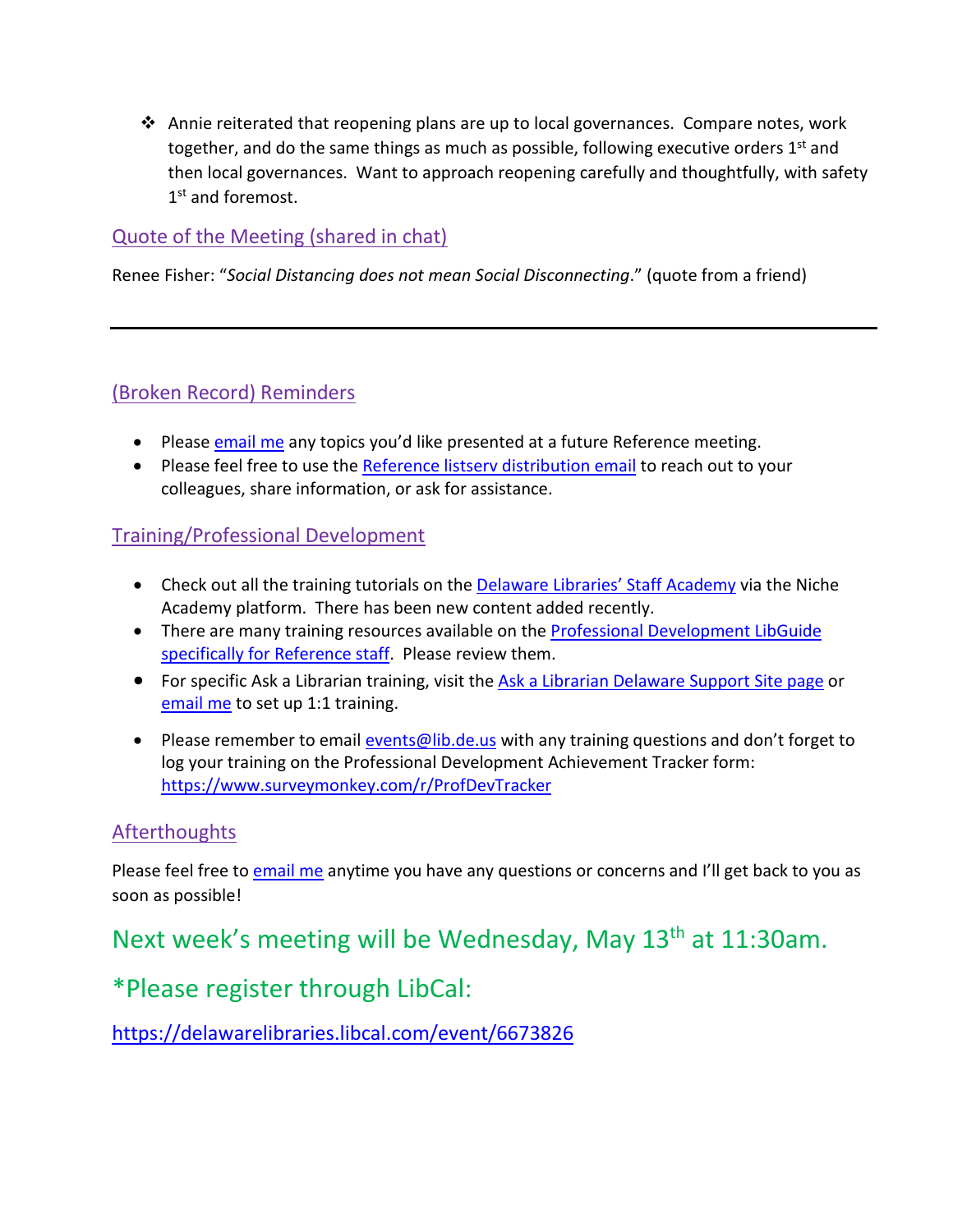- Annie reiterated that reopening plans are up to local governances. Compare notes, work together, and do the same things as much as possible, following executive orders 1st and then local governances. Want to approach reopening carefully and thoughtfully, with safety 1st and foremost.

## Quote of the Meeting (shared in chat)

Renee Fisher: "*Social Distancing does not mean Social Disconnecting*." (quote from a friend)

---

## (Broken Record) Reminders

- Please email me any topics you'd like presented at a future Reference meeting.
- Please feel free to use the Reference listserv distribution email to reach out to your colleagues, share information, or ask for assistance.

## Training/Professional Development

- Check out all the training tutorials on the Delaware Libraries' Staff Academy via the Niche Academy platform. There has been new content added recently.
- There are many training resources available on the Professional Development LibGuide specifically for Reference staff. Please review them.
- For specific Ask a Librarian training, visit the Ask a Librarian Delaware Support Site page or email me to set up 1:1 training.
- Please remember to email events@lib.de.us with any training questions and don't forget to log your training on the Professional Development Achievement Tracker form: https://www.surveymonkey.com/r/ProfDevTracker

## Afterthoughts

Please feel free to email me anytime you have any questions or concerns and I'll get back to you as soon as possible!

## Next week's meeting will be Wednesday, May 13th at 11:30am.

## *Please register through LibCal:

https://delawarelibraries.libcal.com/event/6673826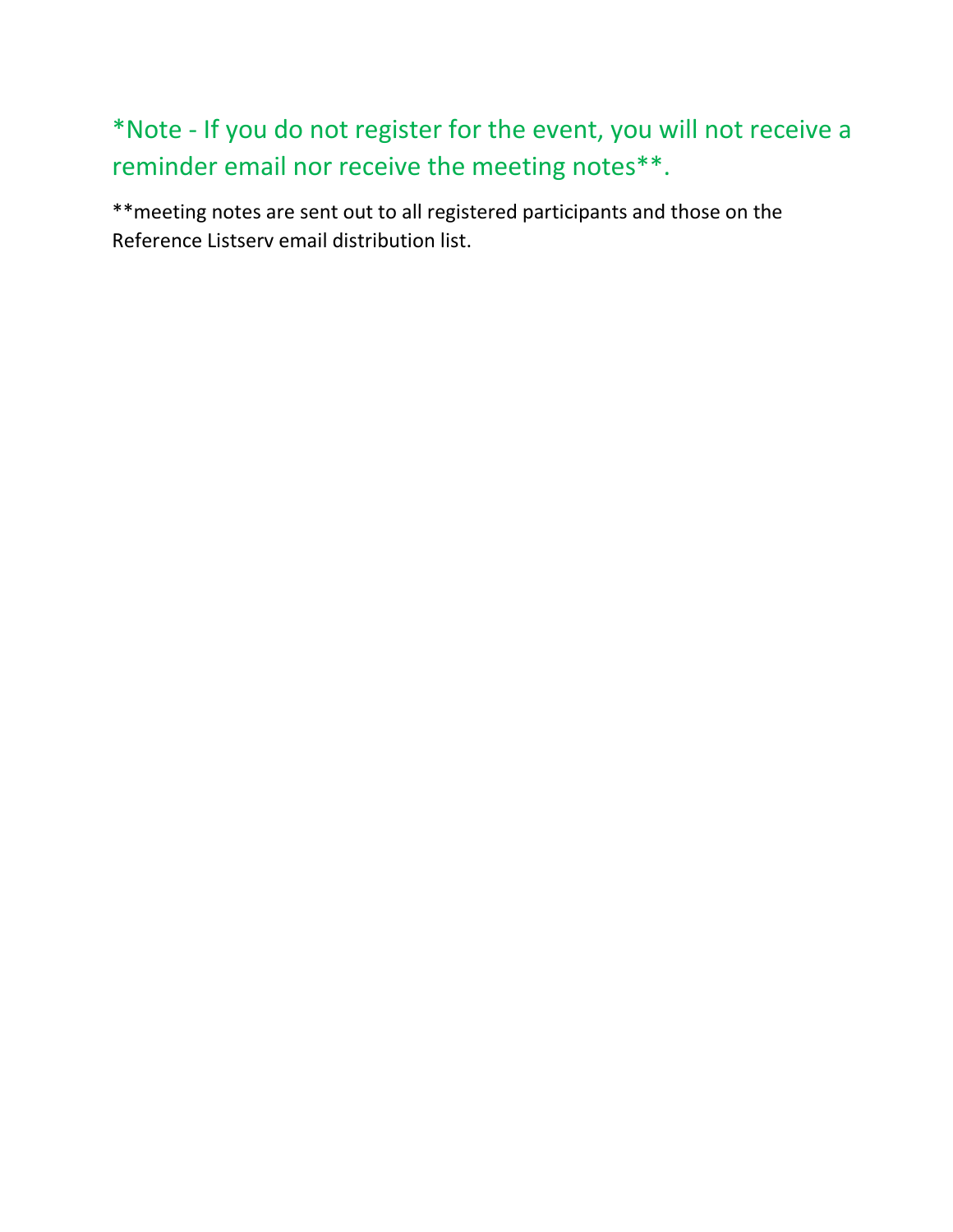*Note - If you do not register for the event, you will not receive a reminder email nor receive the meeting notes**.

**meeting notes are sent out to all registered participants and those on the Reference Listserv email distribution list.